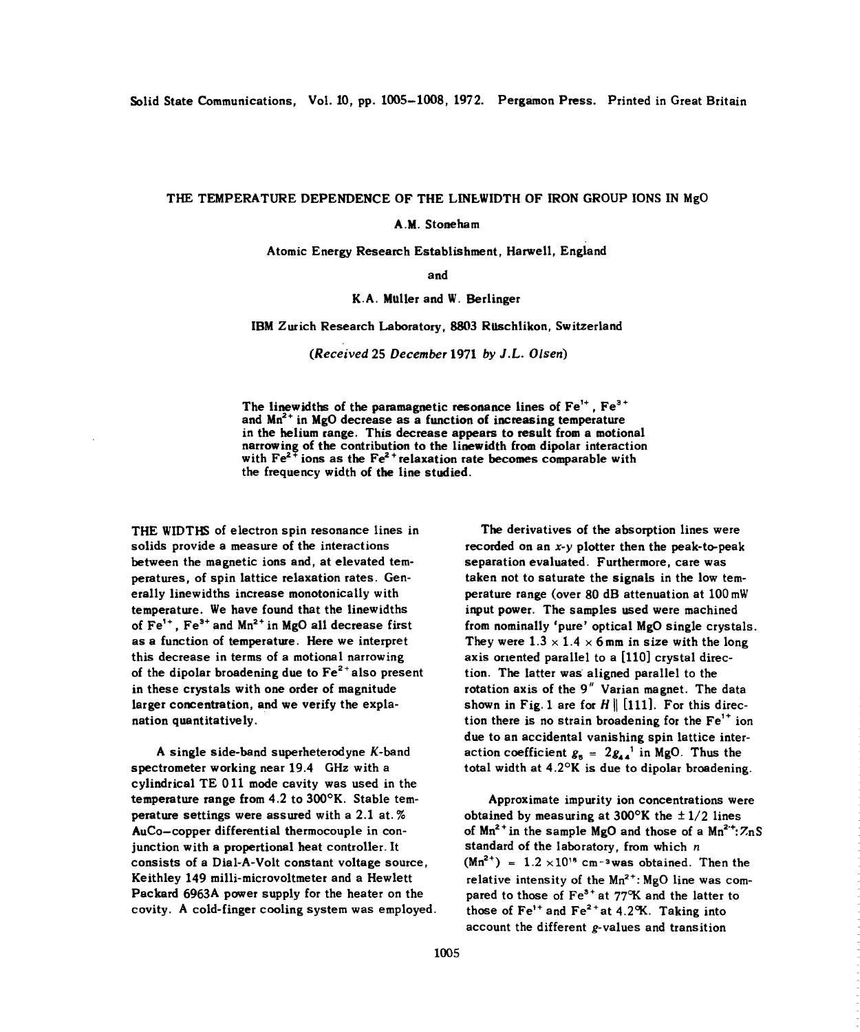# THE TEMPERATURE DEPENDENCE OF THE LINEWIDTH OF IRON GROUP IONS IN MgO

A.M. Stoneham

Atomic Energy Research Establishment, Harwell, England

and

K.A. Müller and W. Berlinger

IBM Zurich Research Laboratory, 8803 Rüschlikon, Switzerland

*(Received 25 December 1971 by J.L. Olsen)*

The linewidths of the paramagnetic resonance lines of $Fe^{1+}$, $Fe^{3+}$ and $Mn^{2+}$ in MgO decrease as a function of increasing temperature in the helium range. This decrease appears to result from a motional narrowing of the contribution to the linewidth from dipolar interaction with $Fe^{2+}$ ions as the $Fe^{2+}$ relaxation rate becomes comparable with the frequency width of the line studied.

THE WIDTHS of electron spin resonance lines in solids provide a measure of the interactions between the magnetic ions and, at elevated temperatures, of spin lattice relaxation rates. Generally linewidths increase monotonically with temperature. We have found that the linewidths of $Fe^{1+}$, $Fe^{3+}$ and $Mn^{2+}$ in MgO all decrease first as a function of temperature. Here we interpret this decrease in terms of a motional narrowing of the dipolar broadening due to $Fe^{2+}$ also present in these crystals with one order of magnitude larger concentration, and we verify the explanation quantitatively.

A single side-band superheterodyne *K*-band spectrometer working near 19.4 GHz with a cylindrical TE 011 mode cavity was used in the temperature range from 4.2 to 300°K. Stable temperature settings were assured with a 2.1 at.% AuCo–copper differential thermocouple in conjunction with a propertional heat controller. It consists of a Dial-A-Volt constant voltage source, Keithley 149 milli-microvoltmeter and a Hewlett Packard 6963A power supply for the heater on the covity. A cold-finger cooling system was employed.

The derivatives of the absorption lines were recorded on an *x-y* plotter then the peak-to-peak separation evaluated. Furthermore, care was taken not to saturate the signals in the low temperature range (over 80 dB attenuation at 100 mW input power. The samples used were machined from nominally 'pure' optical MgO single crystals. They were $1.3 \times 1.4 \times 6$ mm in size with the long axis oriented parallel to a [110] crystal direction. The latter was aligned parallel to the rotation axis of the 9″ Varian magnet. The data shown in Fig. 1 are for $H \parallel [111]$. For this direction there is no strain broadening for the $Fe^{1+}$ ion due to an accidental vanishing spin lattice interaction coefficient $g_5 = 2g_{44}{}'$ in MgO. Thus the total width at 4.2°K is due to dipolar broadening.

Approximate impurity ion concentrations were obtained by measuring at 300°K the $\pm 1/2$ lines of $Mn^{2+}$ in the sample MgO and those of a $Mn^{2+}$:ZnS standard of the laboratory, from which $n$ $(Mn^{2+}) = 1.2 \times 10^{16}$ cm$^{-3}$ was obtained. Then the relative intensity of the $Mn^{2+}$: MgO line was compared to those of $Fe^{3+}$ at 77°K and the latter to those of $Fe^{1+}$ and $Fe^{2+}$ at 4.2°K. Taking into account the different *g*-values and transition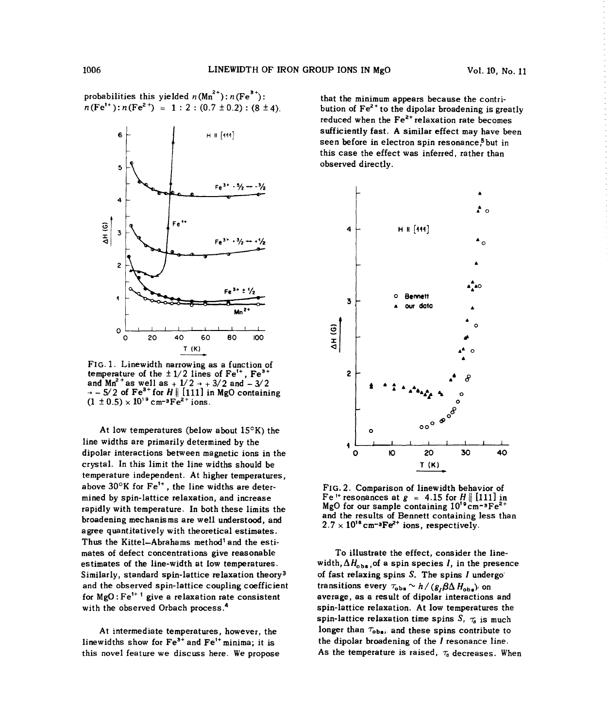probabilities this yielded $n(Mn^{2+}) : n(Fe^{3+}) : n(Fe^{1+}) : n(Fe^{2+}) = 1 : 2 : (0.7 \pm 0.2) : (8 \pm 4)$.

FIG. 1. Linewidth narrowing as a function of temperature of the $\pm 1/2$ lines of $Fe^{1+}$, $Fe^{3+}$ and $Mn^{2+}$ as well as $+1/2 \rightarrow +3/2$ and $-3/2 \rightarrow -5/2$ of $Fe^{3+}$ for $H \parallel [111]$ in MgO containing $(1 \pm 0.5) \times 10^{19}$ cm$^{-3}$$Fe^{2+}$ ions.

At low temperatures (below about 15°K) the line widths are primarily determined by the dipolar interactions between magnetic ions in the crystal. In this limit the line widths should be temperature independent. At higher temperatures, above 30°K for $Fe^{1+}$, the line widths are determined by spin-lattice relaxation, and increase rapidly with temperature. In both these limits the broadening mechanisms are well understood, and agree quantitatively with theoretical estimates. Thus the Kittel–Abrahams method[1] and the estimates of defect concentrations give reasonable estimates of the line-width at low temperatures. Similarly, standard spin-lattice relaxation theory[3] and the observed spin-lattice coupling coefficient for MgO : $Fe^{1+}$ [1] give a relaxation rate consistent with the observed Orbach process.[4]

At intermediate temperatures, however, the linewidths show for $Fe^{3+}$ and $Fe^{1+}$ minima; it is this novel feature we discuss here. We propose that the minimum appears because the contribution of $Fe^{2+}$ to the dipolar broadening is greatly reduced when the $Fe^{2+}$ relaxation rate becomes sufficiently fast. A similar effect may have been seen before in electron spin resonance,[5] but in this case the effect was inferred, rather than observed directly.

FIG. 2. Comparison of linewidth behavior of $Fe^{1+}$ resonances at $g = 4.15$ for $H \parallel [111]$ in MgO for our sample containing $10^{19}$ cm$^{-3}$$Fe^{2+}$ and the results of Bennett containing less than $2.7 \times 10^{18}$ cm$^{-3}$$Fe^{2+}$ ions, respectively.

To illustrate the effect, consider the linewidth, $\Delta H_{obs}$, of a spin species $I$, in the presence of fast relaxing spins $S$. The spins $I$ undergo transitions every $\tau_{obs} \sim h/(g_I \beta \Delta H_{obs})$ on average, as a result of dipolar interactions and spin-lattice relaxation. At low temperatures the spin-lattice relaxation time spins $S$, $\tau_S$ is much longer than $\tau_{obs}$, and these spins contribute to the dipolar broadening of the $I$ resonance line. As the temperature is raised, $\tau_S$ decreases. When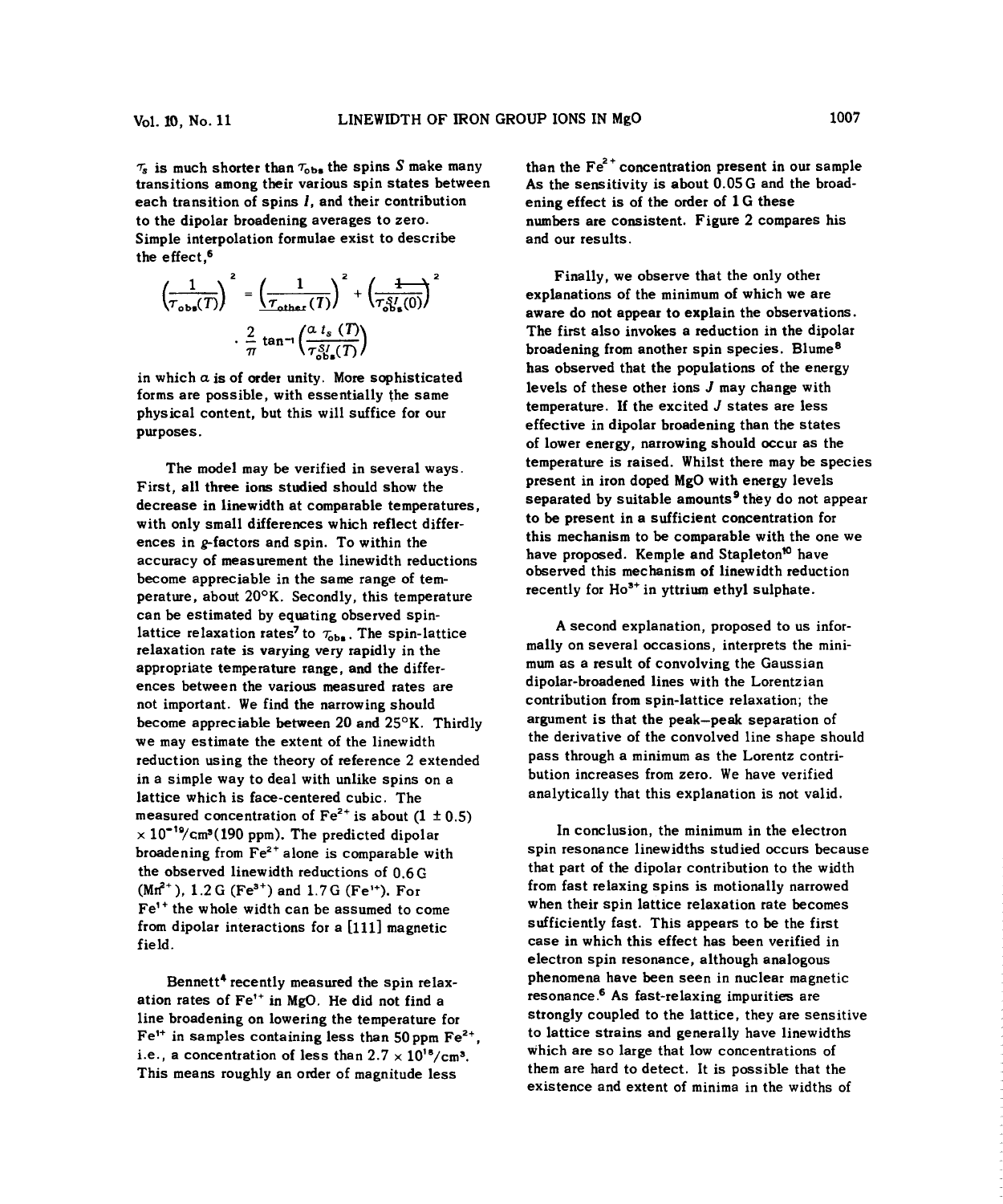$\tau_s$ is much shorter than $\tau_{obs}$ the spins $S$ make many transitions among their various spin states between each transition of spins $I$, and their contribution to the dipolar broadening averages to zero. Simple interpolation formulae exist to describe the effect,[6]

$$\left(\frac{1}{\tau_{obs}(T)}\right)^2 = \left(\frac{1}{\tau_{other}(T)}\right)^2 + \left(\frac{1}{\tau_{obs}^{SI}(0)}\right)^2 \cdot \frac{2}{\pi}\tan^{-1}\left(\frac{\alpha\, t_s\,(T)}{\tau_{obs}^{SI}(T)}\right)$$

in which $\alpha$ is of order unity. More sophisticated forms are possible, with essentially the same physical content, but this will suffice for our purposes.

The model may be verified in several ways. First, all three ions studied should show the decrease in linewidth at comparable temperatures, with only small differences which reflect differences in $g$-factors and spin. To within the accuracy of measurement the linewidth reductions become appreciable in the same range of temperature, about 20°K. Secondly, this temperature can be estimated by equating observed spin-lattice relaxation rates[7] to $\tau_{obs}$. The spin-lattice relaxation rate is varying very rapidly in the appropriate temperature range, and the differences between the various measured rates are not important. We find the narrowing should become appreciable between 20 and 25°K. Thirdly we may estimate the extent of the linewidth reduction using the theory of reference 2 extended in a simple way to deal with unlike spins on a lattice which is face-centered cubic. The measured concentration of $Fe^{2+}$ is about $(1 \pm 0.5) \times 10^{-19}/cm^3$(190 ppm). The predicted dipolar broadening from $Fe^{2+}$ alone is comparable with the observed linewidth reductions of 0.6 G ($Mn^{2+}$), 1.2 G ($Fe^{3+}$) and 1.7 G ($Fe^{1+}$). For $Fe^{1+}$ the whole width can be assumed to come from dipolar interactions for a [111] magnetic field.

Bennett[4] recently measured the spin relaxation rates of $Fe^{1+}$ in MgO. He did not find a line broadening on lowering the temperature for $Fe^{1+}$ in samples containing less than 50 ppm $Fe^{2+}$, i.e., a concentration of less than $2.7 \times 10^{18}/cm^3$. This means roughly an order of magnitude less than the $Fe^{2+}$ concentration present in our sample As the sensitivity is about 0.05 G and the broadening effect is of the order of 1 G these numbers are consistent. Figure 2 compares his and our results.

Finally, we observe that the only other explanations of the minimum of which we are aware do not appear to explain the observations. The first also invokes a reduction in the dipolar broadening from another spin species. Blume[8] has observed that the populations of the energy levels of these other ions $J$ may change with temperature. If the excited $J$ states are less effective in dipolar broadening than the states of lower energy, narrowing should occur as the temperature is raised. Whilst there may be species present in iron doped MgO with energy levels separated by suitable amounts[9] they do not appear to be present in a sufficient concentration for this mechanism to be comparable with the one we have proposed. Kemple and Stapleton[10] have observed this mechanism of linewidth reduction recently for $Ho^{3+}$ in yttrium ethyl sulphate.

A second explanation, proposed to us informally on several occasions, interprets the minimum as a result of convolving the Gaussian dipolar-broadened lines with the Lorentzian contribution from spin-lattice relaxation; the argument is that the peak–peak separation of the derivative of the convolved line shape should pass through a minimum as the Lorentz contribution increases from zero. We have verified analytically that this explanation is not valid.

In conclusion, the minimum in the electron spin resonance linewidths studied occurs because that part of the dipolar contribution to the width from fast relaxing spins is motionally narrowed when their spin lattice relaxation rate becomes sufficiently fast. This appears to be the first case in which this effect has been verified in electron spin resonance, although analogous phenomena have been seen in nuclear magnetic resonance.[6] As fast-relaxing impurities are strongly coupled to the lattice, they are sensitive to lattice strains and generally have linewidths which are so large that low concentrations of them are hard to detect. It is possible that the existence and extent of minima in the widths of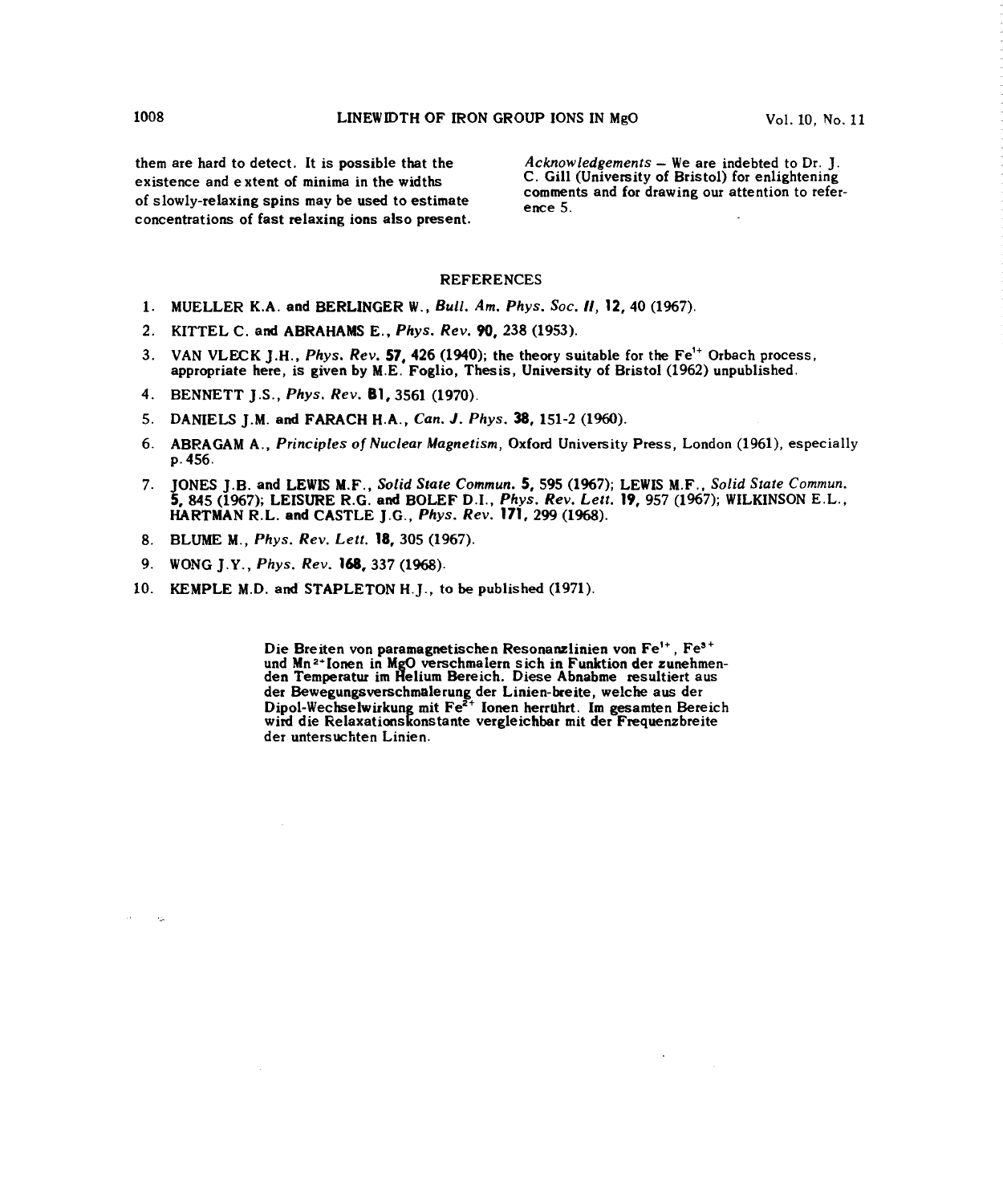them are hard to detect. It is possible that the existence and extent of minima in the widths of slowly-relaxing spins may be used to estimate concentrations of fast relaxing ions also present.

*Acknowledgements* – We are indebted to Dr. J. C. Gill (University of Bristol) for enlightening comments and for drawing our attention to reference 5.

## REFERENCES

1. MUELLER K.A. and BERLINGER W., *Bull. Am. Phys. Soc. II*, **12**, 40 (1967).
2. KITTEL C. and ABRAHAMS E., *Phys. Rev.* **90**, 238 (1953).
3. VAN VLECK J.H., *Phys. Rev.* **57**, 426 (1940); the theory suitable for the $Fe^{1+}$ Orbach process, appropriate here, is given by M.E. Foglio, Thesis, University of Bristol (1962) unpublished.
4. BENNETT J.S., *Phys. Rev.* **B1**, 3561 (1970).
5. DANIELS J.M. and FARACH H.A., *Can. J. Phys.* **38**, 151-2 (1960).
6. ABRAGAM A., *Principles of Nuclear Magnetism*, Oxford University Press, London (1961), especially p. 456.
7. JONES J.B. and LEWIS M.F., *Solid State Commun.* **5**, 595 (1967); LEWIS M.F., *Solid State Commun.* **5**, 845 (1967); LEISURE R.G. and BOLEF D.I., *Phys. Rev. Lett.* **19**, 957 (1967); WILKINSON E.L., HARTMAN R.L. and CASTLE J.G., *Phys. Rev.* **171**, 299 (1968).
8. BLUME M., *Phys. Rev. Lett.* **18**, 305 (1967).
9. WONG J.Y., *Phys. Rev.* **168**, 337 (1968).
10. KEMPLE M.D. and STAPLETON H.J., to be published (1971).

Die Breiten von paramagnetischen Resonanzlinien von $Fe^{1+}$, $Fe^{3+}$ und $Mn^{2+}$ Ionen in MgO verschmalern sich in Funktion der zunehmenden Temperatur im Helium Bereich. Diese Abnabme resultiert aus der Bewegungsverschmälerung der Linien-breite, welche aus der Dipol-Wechselwirkung mit $Fe^{2+}$ Ionen herrührt. Im gesamten Bereich wird die Relaxationskonstante vergleichbar mit der Frequenzbreite der untersuchten Linien.